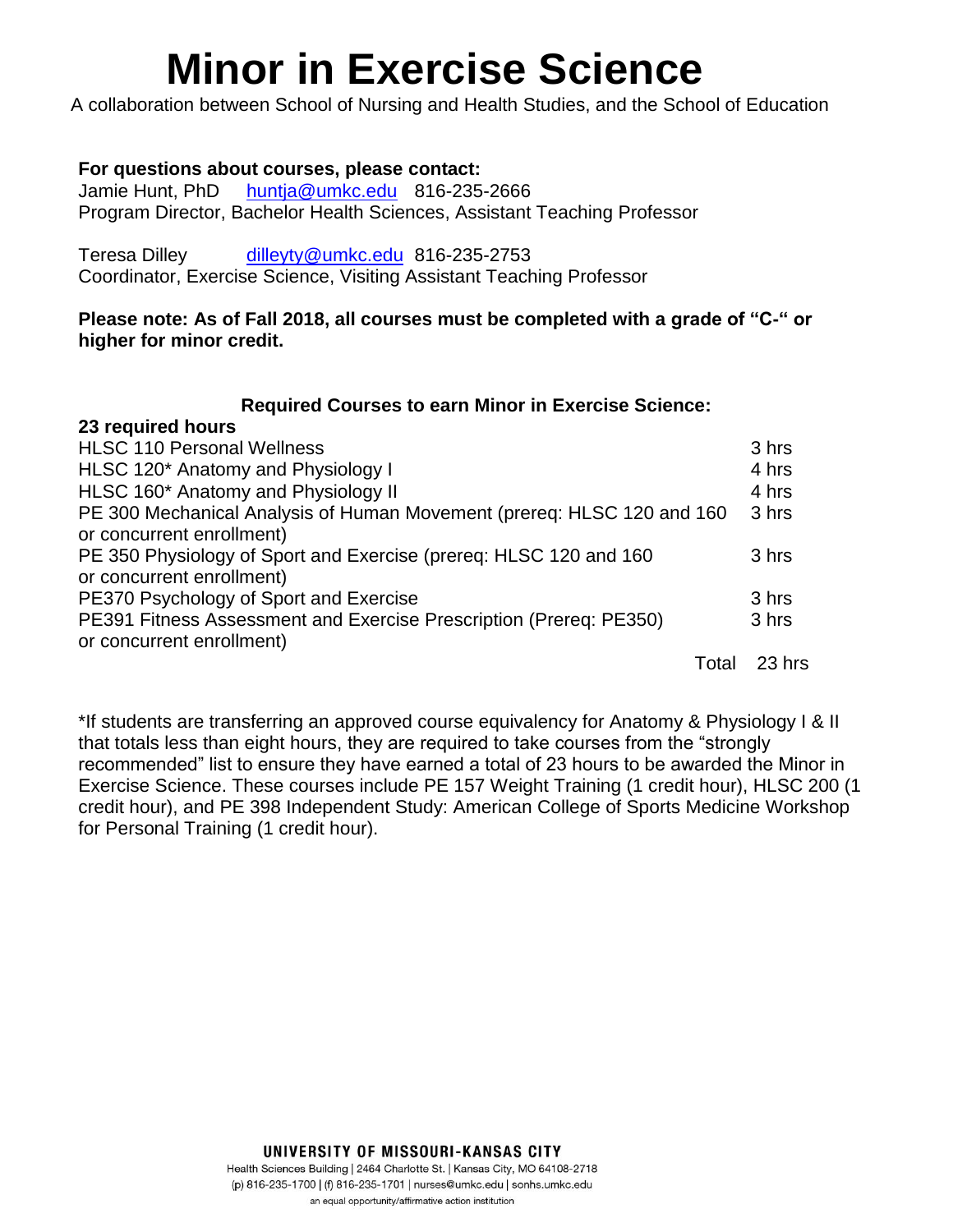# Minor in Exercise Science

A collaboration between School of Nursing and Health Studies, and the School of Education

**For questions about courses, please contact:**

Jamie Hunt, PhD huntja@umkc.edu 816-235-2666
Program Director, Bachelor Health Sciences, Assistant Teaching Professor

Teresa Dilley dilleyty@umkc.edu 816-235-2753
Coordinator, Exercise Science, Visiting Assistant Teaching Professor

**Please note: As of Fall 2018, all courses must be completed with a grade of "C-" or higher for minor credit.**

## Required Courses to earn Minor in Exercise Science:

**23 required hours**

| Course | Hours |
|---|---|
| HLSC 110 Personal Wellness | 3 hrs |
| HLSC 120* Anatomy and Physiology I | 4 hrs |
| HLSC 160* Anatomy and Physiology II | 4 hrs |
| PE 300 Mechanical Analysis of Human Movement (prereq: HLSC 120 and 160 or concurrent enrollment) | 3 hrs |
| PE 350 Physiology of Sport and Exercise (prereq: HLSC 120 and 160 or concurrent enrollment) | 3 hrs |
| PE370 Psychology of Sport and Exercise | 3 hrs |
| PE391 Fitness Assessment and Exercise Prescription (Prereq: PE350) or concurrent enrollment) | 3 hrs |
| Total | 23 hrs |

*If students are transferring an approved course equivalency for Anatomy & Physiology I & II that totals less than eight hours, they are required to take courses from the "strongly recommended" list to ensure they have earned a total of 23 hours to be awarded the Minor in Exercise Science. These courses include PE 157 Weight Training (1 credit hour), HLSC 200 (1 credit hour), and PE 398 Independent Study: American College of Sports Medicine Workshop for Personal Training (1 credit hour).

UNIVERSITY OF MISSOURI-KANSAS CITY
Health Sciences Building | 2464 Charlotte St. | Kansas City, MO 64108-2718
(p) 816-235-1700 | (f) 816-235-1701 | nurses@umkc.edu | sonhs.umkc.edu
an equal opportunity/affirmative action institution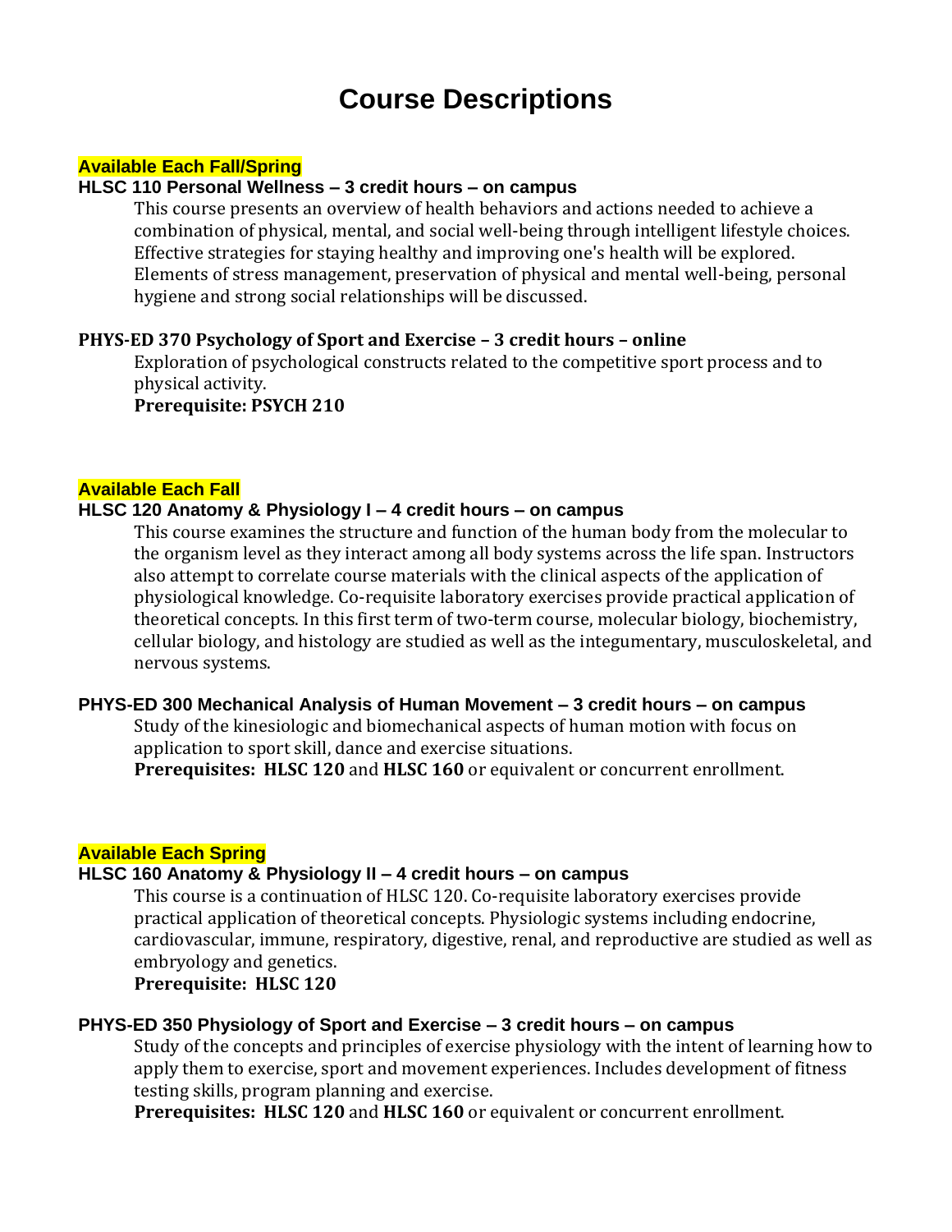# Course Descriptions

**Available Each Fall/Spring**

**HLSC 110 Personal Wellness – 3 credit hours – on campus**

This course presents an overview of health behaviors and actions needed to achieve a combination of physical, mental, and social well-being through intelligent lifestyle choices. Effective strategies for staying healthy and improving one's health will be explored. Elements of stress management, preservation of physical and mental well-being, personal hygiene and strong social relationships will be discussed.

**PHYS-ED 370 Psychology of Sport and Exercise – 3 credit hours – online**

Exploration of psychological constructs related to the competitive sport process and to physical activity.

**Prerequisite: PSYCH 210**

**Available Each Fall**

**HLSC 120 Anatomy & Physiology I – 4 credit hours – on campus**

This course examines the structure and function of the human body from the molecular to the organism level as they interact among all body systems across the life span. Instructors also attempt to correlate course materials with the clinical aspects of the application of physiological knowledge. Co-requisite laboratory exercises provide practical application of theoretical concepts. In this first term of two-term course, molecular biology, biochemistry, cellular biology, and histology are studied as well as the integumentary, musculoskeletal, and nervous systems.

**PHYS-ED 300 Mechanical Analysis of Human Movement – 3 credit hours – on campus**

Study of the kinesiologic and biomechanical aspects of human motion with focus on application to sport skill, dance and exercise situations.

**Prerequisites: HLSC 120** and **HLSC 160** or equivalent or concurrent enrollment.

**Available Each Spring**

**HLSC 160 Anatomy & Physiology II – 4 credit hours – on campus**

This course is a continuation of HLSC 120. Co-requisite laboratory exercises provide practical application of theoretical concepts. Physiologic systems including endocrine, cardiovascular, immune, respiratory, digestive, renal, and reproductive are studied as well as embryology and genetics.

**Prerequisite: HLSC 120**

**PHYS-ED 350 Physiology of Sport and Exercise – 3 credit hours – on campus**

Study of the concepts and principles of exercise physiology with the intent of learning how to apply them to exercise, sport and movement experiences. Includes development of fitness testing skills, program planning and exercise.

**Prerequisites: HLSC 120** and **HLSC 160** or equivalent or concurrent enrollment.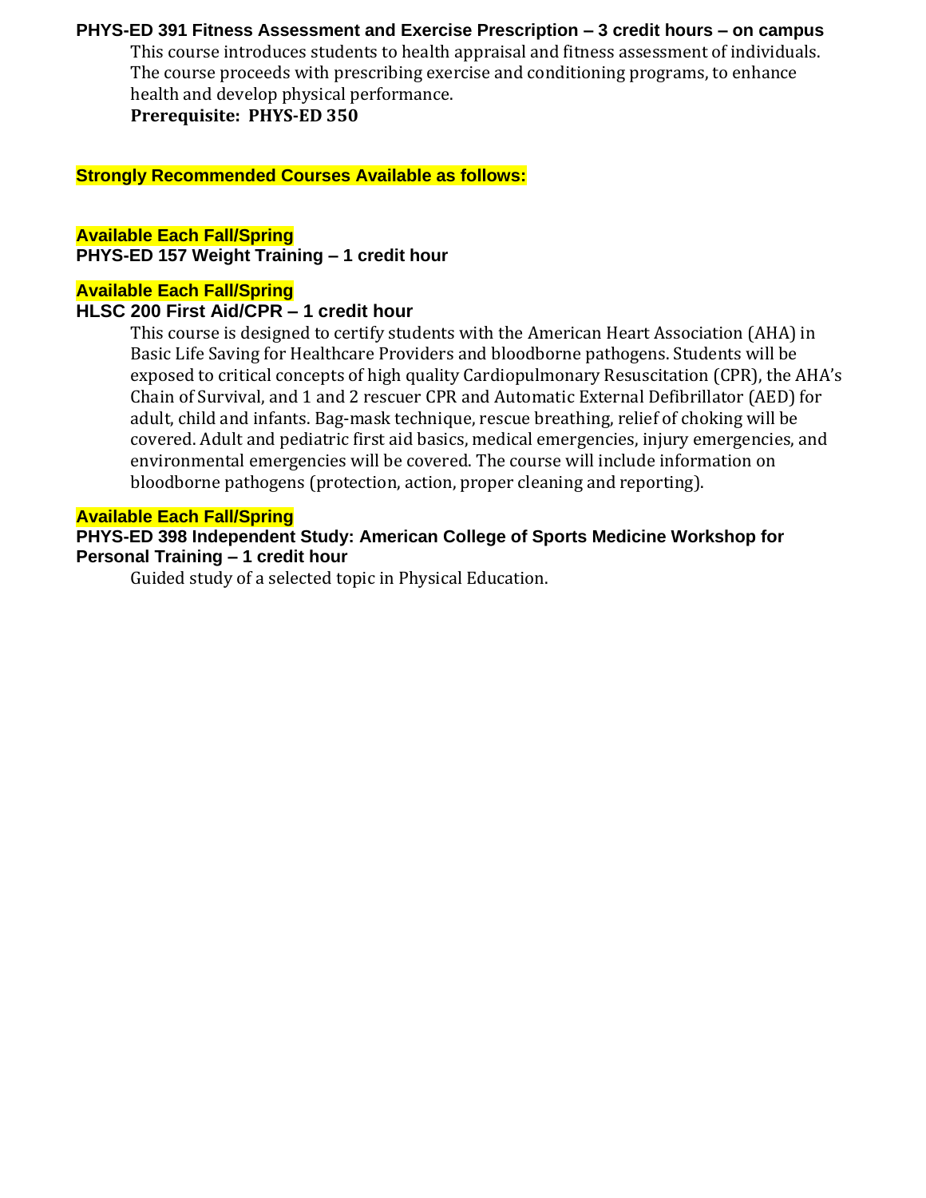**PHYS-ED 391 Fitness Assessment and Exercise Prescription – 3 credit hours – on campus**

This course introduces students to health appraisal and fitness assessment of individuals. The course proceeds with prescribing exercise and conditioning programs, to enhance health and develop physical performance.

**Prerequisite: PHYS-ED 350**

**Strongly Recommended Courses Available as follows:**

**Available Each Fall/Spring**

**PHYS-ED 157 Weight Training – 1 credit hour**

**Available Each Fall/Spring**

**HLSC 200 First Aid/CPR – 1 credit hour**

This course is designed to certify students with the American Heart Association (AHA) in Basic Life Saving for Healthcare Providers and bloodborne pathogens. Students will be exposed to critical concepts of high quality Cardiopulmonary Resuscitation (CPR), the AHA's Chain of Survival, and 1 and 2 rescuer CPR and Automatic External Defibrillator (AED) for adult, child and infants. Bag-mask technique, rescue breathing, relief of choking will be covered. Adult and pediatric first aid basics, medical emergencies, injury emergencies, and environmental emergencies will be covered. The course will include information on bloodborne pathogens (protection, action, proper cleaning and reporting).

**Available Each Fall/Spring**

**PHYS-ED 398 Independent Study: American College of Sports Medicine Workshop for Personal Training – 1 credit hour**

Guided study of a selected topic in Physical Education.